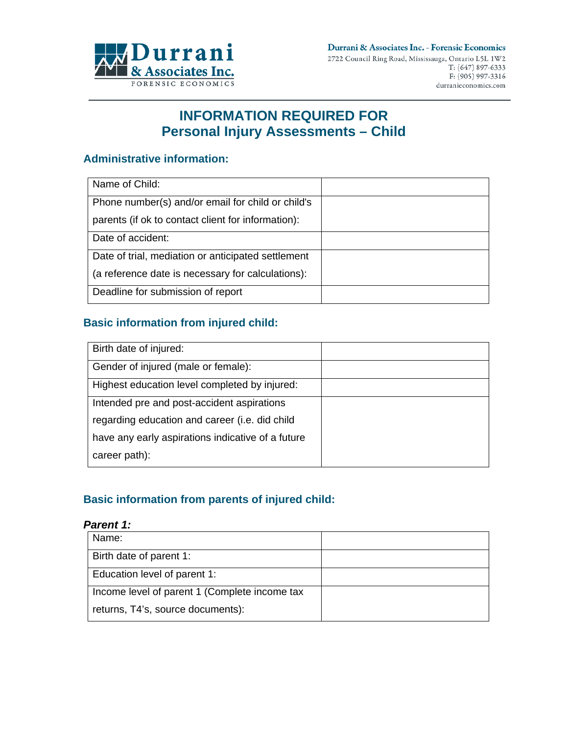Durrani & Associates Inc. - Forensic Economics
2722 Council Ring Road, Mississauga, Ontario L5L 1W2
T: (647) 897-6333
F: (905) 997-3316
durranieconomics.com

# INFORMATION REQUIRED FOR Personal Injury Assessments – Child

## Administrative information:

| | |
|---|---|
| Name of Child: | |
| Phone number(s) and/or email for child or child's parents (if ok to contact client for information): | |
| Date of accident: | |
| Date of trial, mediation or anticipated settlement (a reference date is necessary for calculations): | |
| Deadline for submission of report | |

## Basic information from injured child:

| | |
|---|---|
| Birth date of injured: | |
| Gender of injured (male or female): | |
| Highest education level completed by injured: | |
| Intended pre and post-accident aspirations regarding education and career (i.e. did child have any early aspirations indicative of a future career path): | |

## Basic information from parents of injured child:

***Parent 1:***

| | |
|---|---|
| Name: | |
| Birth date of parent 1: | |
| Education level of parent 1: | |
| Income level of parent 1 (Complete income tax returns, T4's, source documents): | |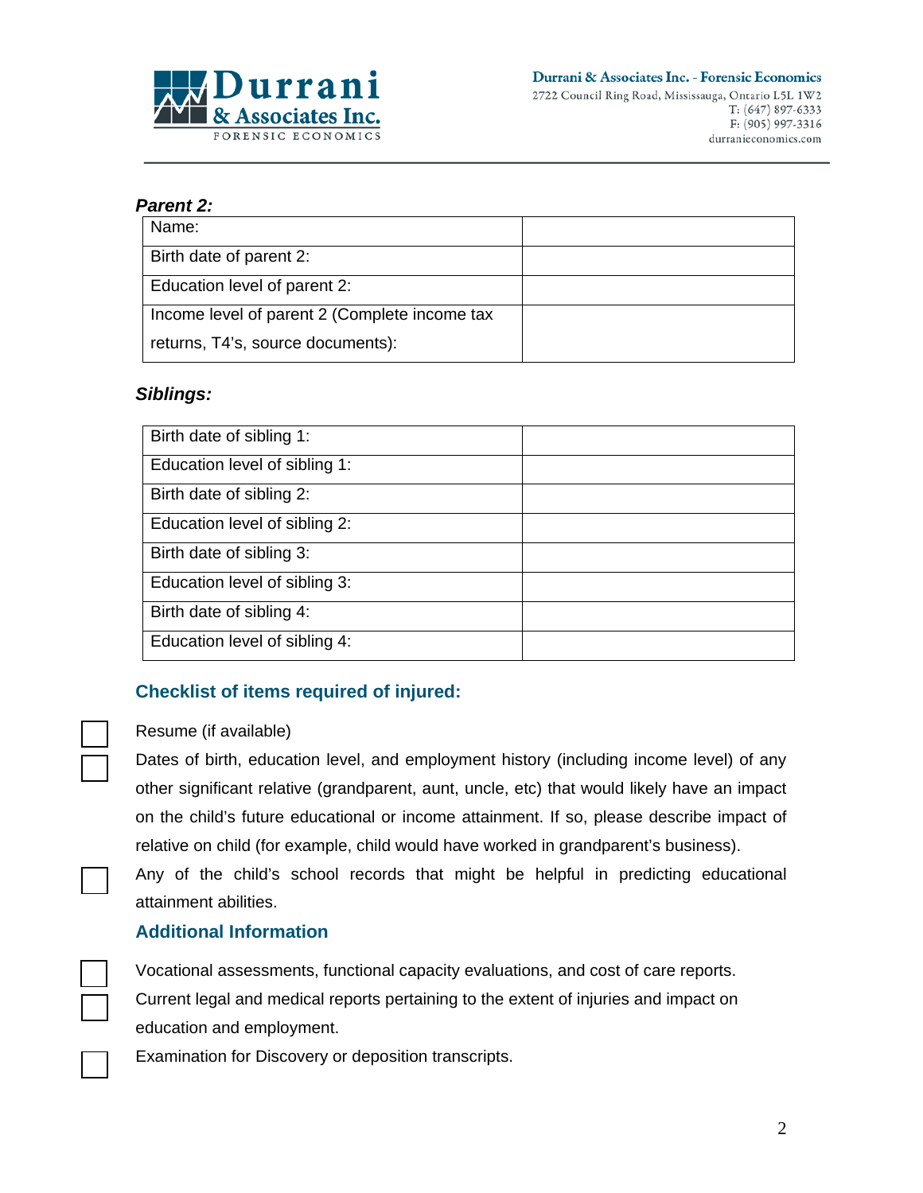***Parent 2:***

| | |
|---|---|
| Name: | |
| Birth date of parent 2: | |
| Education level of parent 2: | |
| Income level of parent 2 (Complete income tax returns, T4's, source documents): | |

***Siblings:***

| | |
|---|---|
| Birth date of sibling 1: | |
| Education level of sibling 1: | |
| Birth date of sibling 2: | |
| Education level of sibling 2: | |
| Birth date of sibling 3: | |
| Education level of sibling 3: | |
| Birth date of sibling 4: | |
| Education level of sibling 4: | |

## Checklist of items required of injured:

- ☐ Resume (if available)
- ☐ Dates of birth, education level, and employment history (including income level) of any other significant relative (grandparent, aunt, uncle, etc) that would likely have an impact on the child's future educational or income attainment. If so, please describe impact of relative on child (for example, child would have worked in grandparent's business).
- ☐ Any of the child's school records that might be helpful in predicting educational attainment abilities.

## Additional Information

- ☐ Vocational assessments, functional capacity evaluations, and cost of care reports.
- ☐ Current legal and medical reports pertaining to the extent of injuries and impact on education and employment.
- ☐ Examination for Discovery or deposition transcripts.